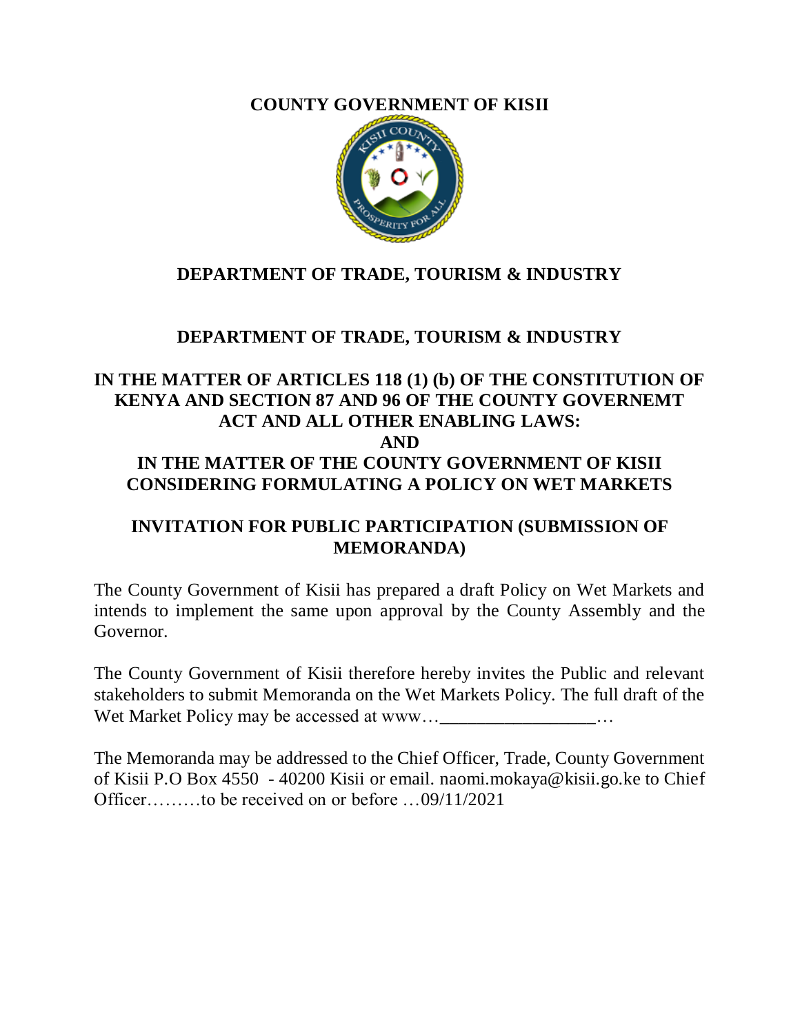# COUNTY GOVERNMENT OF KISII

## DEPARTMENT OF TRADE, TOURISM & INDUSTRY

## DEPARTMENT OF TRADE, TOURISM & INDUSTRY

**IN THE MATTER OF ARTICLES 118 (1) (b) OF THE CONSTITUTION OF KENYA AND SECTION 87 AND 96 OF THE COUNTY GOVERNEMT ACT AND ALL OTHER ENABLING LAWS:**

**AND**

**IN THE MATTER OF THE COUNTY GOVERNMENT OF KISII CONSIDERING FORMULATING A POLICY ON WET MARKETS**

## INVITATION FOR PUBLIC PARTICIPATION (SUBMISSION OF MEMORANDA)

The County Government of Kisii has prepared a draft Policy on Wet Markets and intends to implement the same upon approval by the County Assembly and the Governor.

The County Government of Kisii therefore hereby invites the Public and relevant stakeholders to submit Memoranda on the Wet Markets Policy. The full draft of the Wet Market Policy may be accessed at www…_________________…

The Memoranda may be addressed to the Chief Officer, Trade, County Government of Kisii P.O Box 4550 - 40200 Kisii or email. naomi.mokaya@kisii.go.ke to Chief Officer………to be received on or before …09/11/2021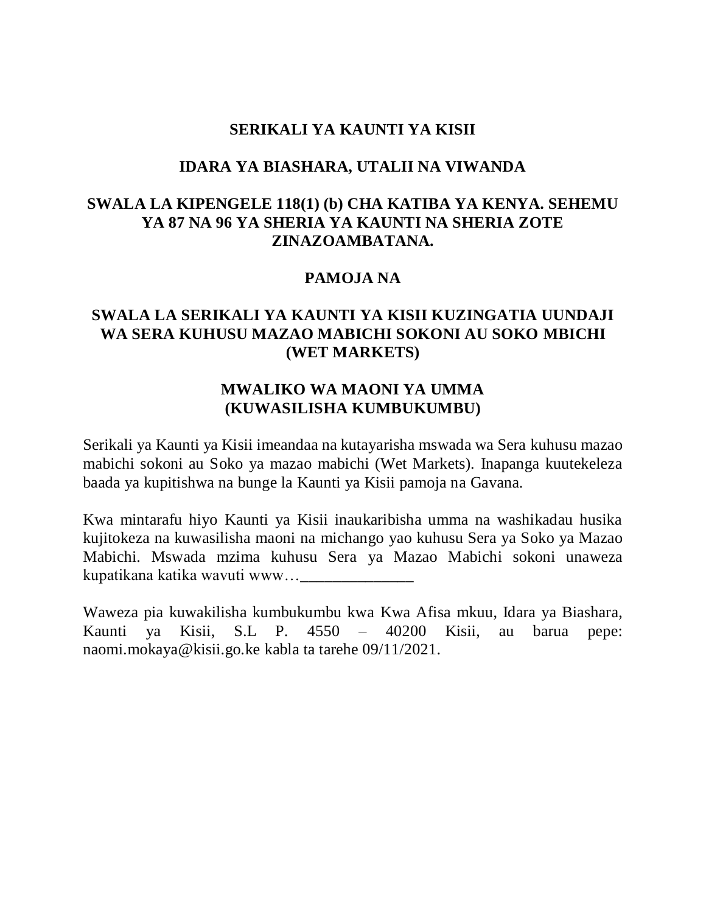**SERIKALI YA KAUNTI YA KISII**

**IDARA YA BIASHARA, UTALII NA VIWANDA**

**SWALA LA KIPENGELE 118(1) (b) CHA KATIBA YA KENYA. SEHEMU YA 87 NA 96 YA SHERIA YA KAUNTI NA SHERIA ZOTE ZINAZOAMBATANA.**

**PAMOJA NA**

**SWALA LA SERIKALI YA KAUNTI YA KISII KUZINGATIA UUNDAJI WA SERA KUHUSU MAZAO MABICHI SOKONI AU SOKO MBICHI (WET MARKETS)**

**MWALIKO WA MAONI YA UMMA**
**(KUWASILISHA KUMBUKUMBU)**

Serikali ya Kaunti ya Kisii imeandaa na kutayarisha mswada wa Sera kuhusu mazao mabichi sokoni au Soko ya mazao mabichi (Wet Markets). Inapanga kuutekeleza baada ya kupitishwa na bunge la Kaunti ya Kisii pamoja na Gavana.

Kwa mintarafu hiyo Kaunti ya Kisii inaukaribisha umma na washikadau husika kujitokeza na kuwasilisha maoni na michango yao kuhusu Sera ya Soko ya Mazao Mabichi. Mswada mzima kuhusu Sera ya Mazao Mabichi sokoni unaweza kupatikana katika wavuti www…______________

Waweza pia kuwakilisha kumbukumbu kwa Kwa Afisa mkuu, Idara ya Biashara, Kaunti ya Kisii, S.L P. 4550 – 40200 Kisii, au barua pepe: naomi.mokaya@kisii.go.ke kabla ta tarehe 09/11/2021.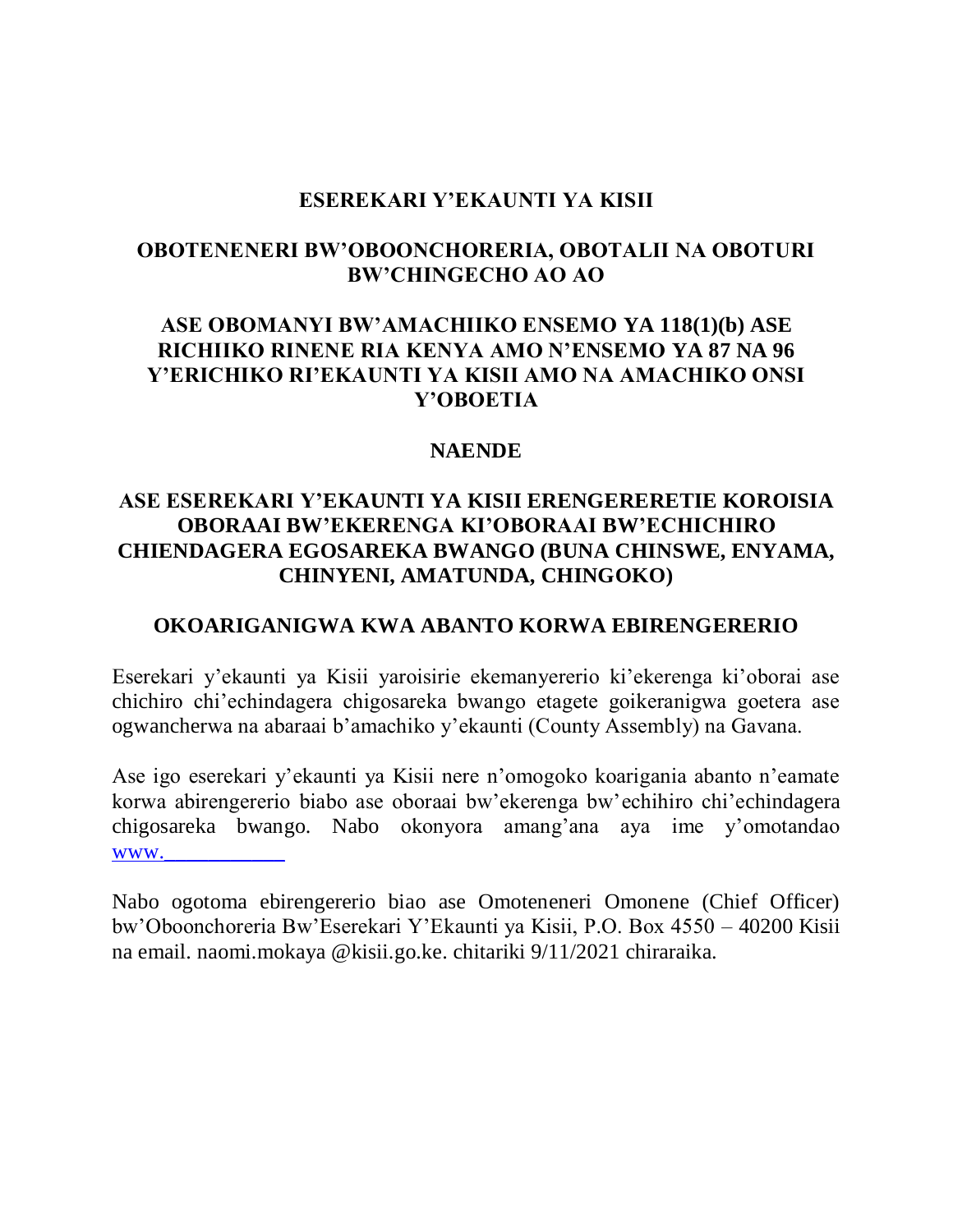# ESEREKARI Y'EKAUNTI YA KISII

## OBOTENENERI BW'OBOONCHORERIA, OBOTALII NA OBOTURI BW'CHINGECHO AO AO

## ASE OBOMANYI BW'AMACHIIKO ENSEMO YA 118(1)(b) ASE RICHIIKO RINENE RIA KENYA AMO N'ENSEMO YA 87 NA 96 Y'ERICHIKO RI'EKAUNTI YA KISII AMO NA AMACHIKO ONSI Y'OBOETIA

## NAENDE

## ASE ESEREKARI Y'EKAUNTI YA KISII ERENGERERETIE KOROISIA OBORAAI BW'EKERENGA KI'OBORAAI BW'ECHICHIRO CHIENDAGERA EGOSAREKA BWANGO (BUNA CHINSWE, ENYAMA, CHINYENI, AMATUNDA, CHINGOKO)

## OKOARIGANIGWA KWA ABANTO KORWA EBIRENGERERIO

Eserekari y'ekaunti ya Kisii yaroisirie ekemanyererio ki'ekerenga ki'oborai ase chichiro chi'echindagera chigosareka bwango etagete goikeranigwa goetera ase ogwancherwa na abaraai b'amachiko y'ekaunti (County Assembly) na Gavana.

Ase igo eserekari y'ekaunti ya Kisii nere n'omogoko koarigania abanto n'eamate korwa abirengererio biabo ase oboraai bw'ekerenga bw'echihiro chi'echindagera chigosareka bwango. Nabo okonyora amang'ana aya ime y'omotandao www.___________

Nabo ogotoma ebirengererio biao ase Omoteneneri Omonene (Chief Officer) bw'Oboonchoreria Bw'Eserekari Y'Ekaunti ya Kisii, P.O. Box 4550 – 40200 Kisii na email. naomi.mokaya @kisii.go.ke. chitariki 9/11/2021 chiraraika.